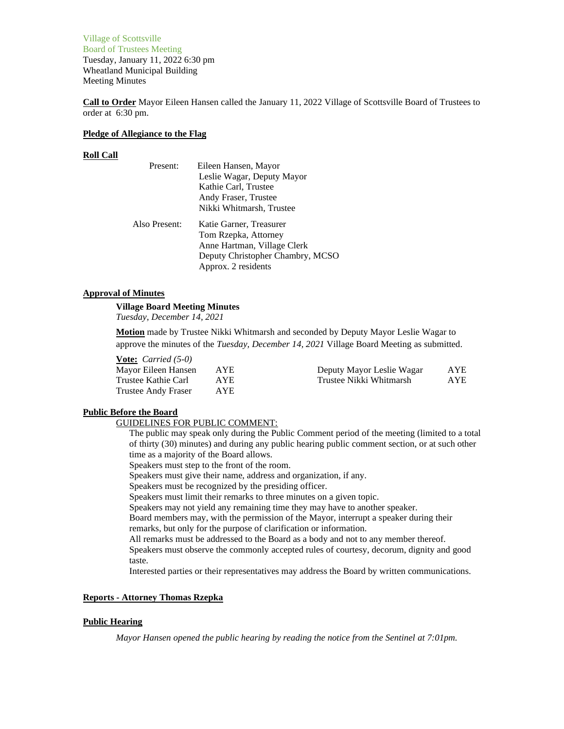Village of Scottsville
Board of Trustees Meeting
Tuesday, January 11, 2022 6:30 pm
Wheatland Municipal Building
Meeting Minutes

**Call to Order** Mayor Eileen Hansen called the January 11, 2022 Village of Scottsville Board of Trustees to order at 6:30 pm.

**Pledge of Allegiance to the Flag**

**Roll Call**

Present:
Eileen Hansen, Mayor
Leslie Wagar, Deputy Mayor
Kathie Carl, Trustee
Andy Fraser, Trustee
Nikki Whitmarsh, Trustee

Also Present:
Katie Garner, Treasurer
Tom Rzepka, Attorney
Anne Hartman, Village Clerk
Deputy Christopher Chambry, MCSO
Approx. 2 residents

**Approval of Minutes**

**Village Board Meeting Minutes**
*Tuesday, December 14, 2021*

**Motion** made by Trustee Nikki Whitmarsh and seconded by Deputy Mayor Leslie Wagar to approve the minutes of the *Tuesday, December 14, 2021* Village Board Meeting as submitted.

**Vote:** *Carried (5-0)*

| | | | |
|---|---|---|---|
| Mayor Eileen Hansen | AYE | Deputy Mayor Leslie Wagar | AYE |
| Trustee Kathie Carl | AYE | Trustee Nikki Whitmarsh | AYE |
| Trustee Andy Fraser | AYE | | |

**Public Before the Board**

GUIDELINES FOR PUBLIC COMMENT:

The public may speak only during the Public Comment period of the meeting (limited to a total of thirty (30) minutes) and during any public hearing public comment section, or at such other time as a majority of the Board allows.
Speakers must step to the front of the room.
Speakers must give their name, address and organization, if any.
Speakers must be recognized by the presiding officer.
Speakers must limit their remarks to three minutes on a given topic.
Speakers may not yield any remaining time they may have to another speaker.
Board members may, with the permission of the Mayor, interrupt a speaker during their remarks, but only for the purpose of clarification or information.
All remarks must be addressed to the Board as a body and not to any member thereof.
Speakers must observe the commonly accepted rules of courtesy, decorum, dignity and good taste.
Interested parties or their representatives may address the Board by written communications.

**Reports - Attorney Thomas Rzepka**

**Public Hearing**

*Mayor Hansen opened the public hearing by reading the notice from the Sentinel at 7:01pm.*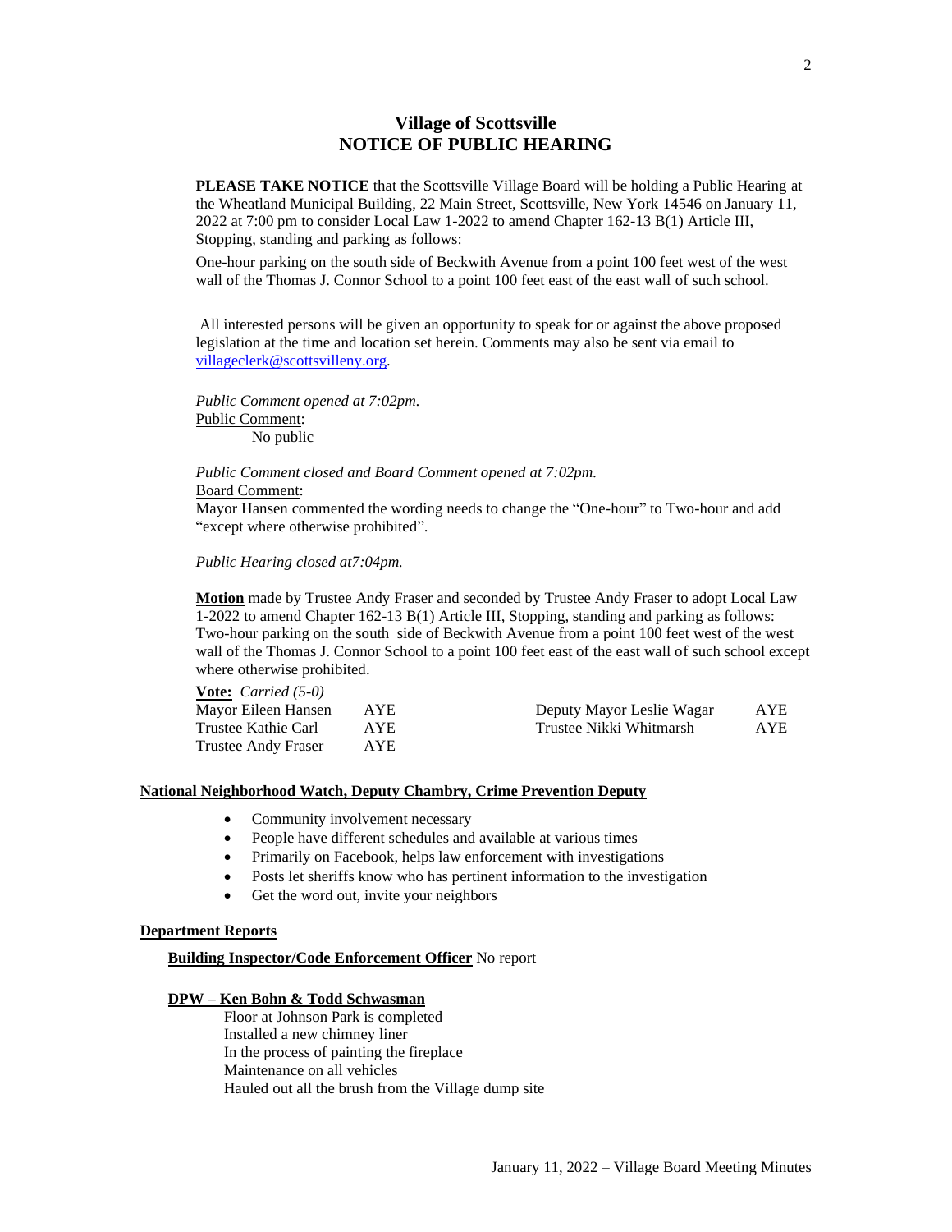## Village of Scottsville
## NOTICE OF PUBLIC HEARING

**PLEASE TAKE NOTICE** that the Scottsville Village Board will be holding a Public Hearing at the Wheatland Municipal Building, 22 Main Street, Scottsville, New York 14546 on January 11, 2022 at 7:00 pm to consider Local Law 1-2022 to amend Chapter 162-13 B(1) Article III, Stopping, standing and parking as follows:

One-hour parking on the south side of Beckwith Avenue from a point 100 feet west of the west wall of the Thomas J. Connor School to a point 100 feet east of the east wall of such school.

All interested persons will be given an opportunity to speak for or against the above proposed legislation at the time and location set herein. Comments may also be sent via email to villageclerk@scottsvilleny.org.

*Public Comment opened at 7:02pm.*

Public Comment:

No public

*Public Comment closed and Board Comment opened at 7:02pm.*

Board Comment:

Mayor Hansen commented the wording needs to change the "One-hour" to Two-hour and add "except where otherwise prohibited".

*Public Hearing closed at7:04pm.*

**Motion** made by Trustee Andy Fraser and seconded by Trustee Andy Fraser to adopt Local Law 1-2022 to amend Chapter 162-13 B(1) Article III, Stopping, standing and parking as follows: Two-hour parking on the south side of Beckwith Avenue from a point 100 feet west of the west wall of the Thomas J. Connor School to a point 100 feet east of the east wall of such school except where otherwise prohibited.

**Vote:** *Carried (5-0)*

| | | | |
|---|---|---|---|
| Mayor Eileen Hansen | AYE | Deputy Mayor Leslie Wagar | AYE |
| Trustee Kathie Carl | AYE | Trustee Nikki Whitmarsh | AYE |
| Trustee Andy Fraser | AYE | | |

### National Neighborhood Watch, Deputy Chambry, Crime Prevention Deputy

- Community involvement necessary
- People have different schedules and available at various times
- Primarily on Facebook, helps law enforcement with investigations
- Posts let sheriffs know who has pertinent information to the investigation
- Get the word out, invite your neighbors

### Department Reports

**Building Inspector/Code Enforcement Officer** No report

**DPW – Ken Bohn & Todd Schwasman**

Floor at Johnson Park is completed
Installed a new chimney liner
In the process of painting the fireplace
Maintenance on all vehicles
Hauled out all the brush from the Village dump site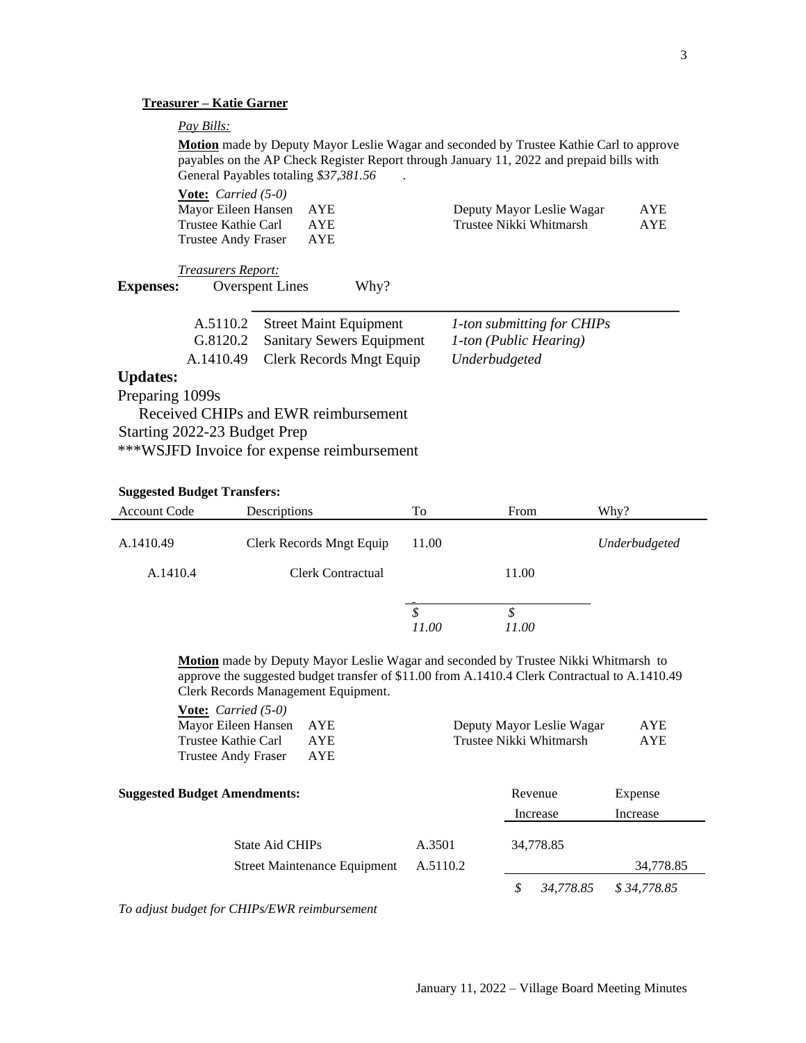**Treasurer – Katie Garner**

*Pay Bills:*

**Motion** made by Deputy Mayor Leslie Wagar and seconded by Trustee Kathie Carl to approve payables on the AP Check Register Report through January 11, 2022 and prepaid bills with General Payables totaling *$37,381.56* .

**Vote:** *Carried (5-0)*

| | | | |
|---|---|---|---|
| Mayor Eileen Hansen | AYE | Deputy Mayor Leslie Wagar | AYE |
| Trustee Kathie Carl | AYE | Trustee Nikki Whitmarsh | AYE |
| Trustee Andy Fraser | AYE | | |

*Treasurers Report:*

**Expenses:** Overspent Lines Why?

| | | |
|---|---|---|
| A.5110.2 | Street Maint Equipment | *1-ton submitting for CHIPs* |
| G.8120.2 | Sanitary Sewers Equipment | *1-ton (Public Hearing)* |
| A.1410.49 | Clerk Records Mngt Equip | *Underbudgeted* |

**Updates:**

Preparing 1099s

Received CHIPs and EWR reimbursement

Starting 2022-23 Budget Prep

***WSJFD Invoice for expense reimbursement

**Suggested Budget Transfers:**

| Account Code | Descriptions | To | From | Why? |
|---|---|---|---|---|
| A.1410.49 | Clerk Records Mngt Equip | 11.00 | | *Underbudgeted* |
| A.1410.4 | Clerk Contractual | | 11.00 | |
| | | *$ 11.00* | *$ 11.00* | |

**Motion** made by Deputy Mayor Leslie Wagar and seconded by Trustee Nikki Whitmarsh to approve the suggested budget transfer of $11.00 from A.1410.4 Clerk Contractual to A.1410.49 Clerk Records Management Equipment.

**Vote:** *Carried (5-0)*

| | | | |
|---|---|---|---|
| Mayor Eileen Hansen | AYE | Deputy Mayor Leslie Wagar | AYE |
| Trustee Kathie Carl | AYE | Trustee Nikki Whitmarsh | AYE |
| Trustee Andy Fraser | AYE | | |

**Suggested Budget Amendments:**

| | | Revenue Increase | Expense Increase |
|---|---|---|---|
| State Aid CHIPs | A.3501 | 34,778.85 | |
| Street Maintenance Equipment | A.5110.2 | | 34,778.85 |
| | | *$ 34,778.85* | *$ 34,778.85* |

*To adjust budget for CHIPs/EWR reimbursement*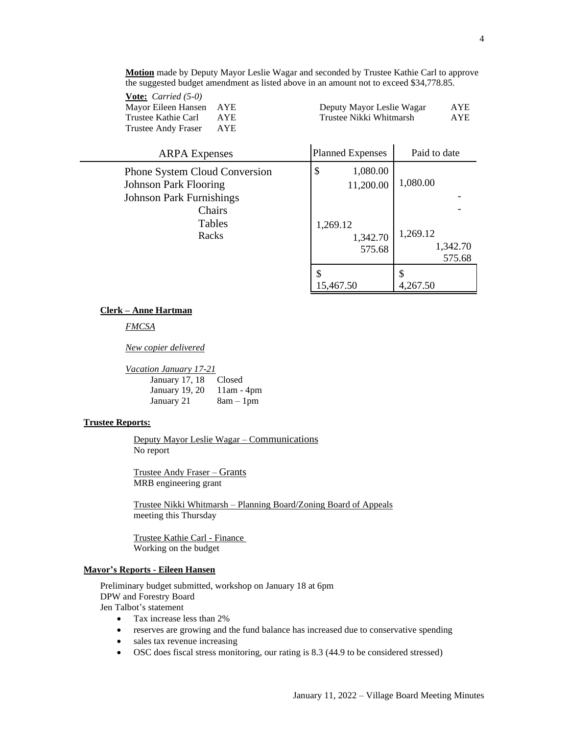**Motion** made by Deputy Mayor Leslie Wagar and seconded by Trustee Kathie Carl to approve the suggested budget amendment as listed above in an amount not to exceed $34,778.85.

**Vote:** *Carried (5-0)*

| | | | |
|---|---|---|---|
| Mayor Eileen Hansen | AYE | Deputy Mayor Leslie Wagar | AYE |
| Trustee Kathie Carl | AYE | Trustee Nikki Whitmarsh | AYE |
| Trustee Andy Fraser | AYE | | |

| ARPA Expenses | Planned Expenses | Paid to date |
|---|---|---|
| Phone System Cloud Conversion | $ 1,080.00 | 1,080.00 |
| Johnson Park Flooring | 11,200.00 | - |
| Johnson Park Furnishings | | - |
| Chairs | 1,269.12 | 1,269.12 |
| Tables | 1,342.70 | 1,342.70 |
| Racks | 575.68 | 575.68 |
| | $ 15,467.50 | $ 4,267.50 |

**Clerk – Anne Hartman**

*FMCSA*

*New copier delivered*

*Vacation January 17-21*

| | |
|---|---|
| January 17, 18 | Closed |
| January 19, 20 | 11am - 4pm |
| January 21 | 8am – 1pm |

**Trustee Reports:**

Deputy Mayor Leslie Wagar – Communications
No report

Trustee Andy Fraser – Grants
MRB engineering grant

Trustee Nikki Whitmarsh – Planning Board/Zoning Board of Appeals
meeting this Thursday

Trustee Kathie Carl - Finance
Working on the budget

**Mayor's Reports - Eileen Hansen**

Preliminary budget submitted, workshop on January 18 at 6pm
DPW and Forestry Board
Jen Talbot's statement

- Tax increase less than 2%
- reserves are growing and the fund balance has increased due to conservative spending
- sales tax revenue increasing
- OSC does fiscal stress monitoring, our rating is 8.3 (44.9 to be considered stressed)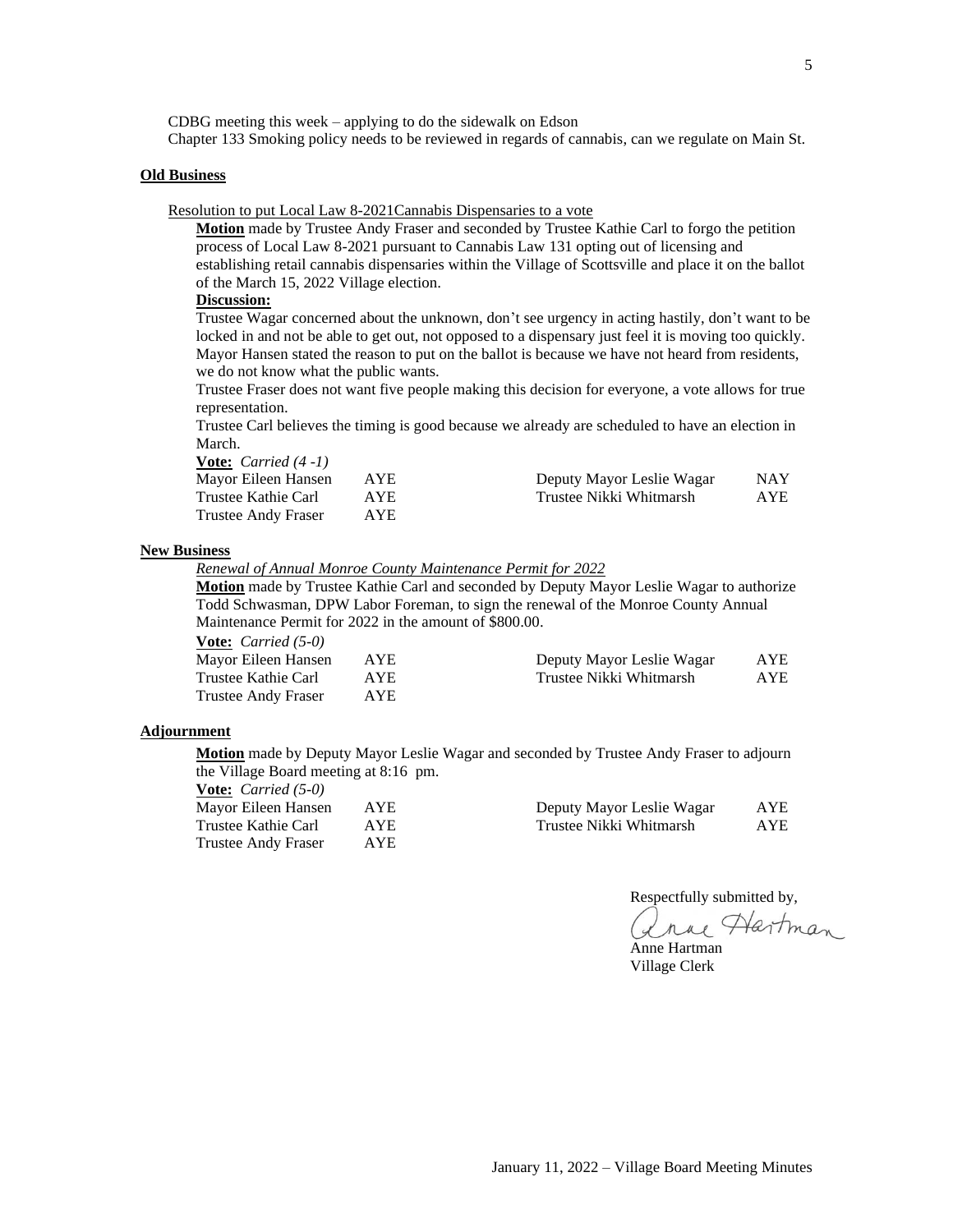CDBG meeting this week – applying to do the sidewalk on Edson
Chapter 133 Smoking policy needs to be reviewed in regards of cannabis, can we regulate on Main St.

## Old Business

Resolution to put Local Law 8-2021Cannabis Dispensaries to a vote

**Motion** made by Trustee Andy Fraser and seconded by Trustee Kathie Carl to forgo the petition process of Local Law 8-2021 pursuant to Cannabis Law 131 opting out of licensing and establishing retail cannabis dispensaries within the Village of Scottsville and place it on the ballot of the March 15, 2022 Village election.

**Discussion:**

Trustee Wagar concerned about the unknown, don't see urgency in acting hastily, don't want to be locked in and not be able to get out, not opposed to a dispensary just feel it is moving too quickly.
Mayor Hansen stated the reason to put on the ballot is because we have not heard from residents, we do not know what the public wants.
Trustee Fraser does not want five people making this decision for everyone, a vote allows for true representation.
Trustee Carl believes the timing is good because we already are scheduled to have an election in March.

**Vote:** *Carried (4 -1)*

| | | | |
|---|---|---|---|
| Mayor Eileen Hansen | AYE | Deputy Mayor Leslie Wagar | NAY |
| Trustee Kathie Carl | AYE | Trustee Nikki Whitmarsh | AYE |
| Trustee Andy Fraser | AYE | | |

## New Business

*Renewal of Annual Monroe County Maintenance Permit for 2022*

**Motion** made by Trustee Kathie Carl and seconded by Deputy Mayor Leslie Wagar to authorize Todd Schwasman, DPW Labor Foreman, to sign the renewal of the Monroe County Annual Maintenance Permit for 2022 in the amount of $800.00.

**Vote:** *Carried (5-0)*

| | | | |
|---|---|---|---|
| Mayor Eileen Hansen | AYE | Deputy Mayor Leslie Wagar | AYE |
| Trustee Kathie Carl | AYE | Trustee Nikki Whitmarsh | AYE |
| Trustee Andy Fraser | AYE | | |

## Adjournment

**Motion** made by Deputy Mayor Leslie Wagar and seconded by Trustee Andy Fraser to adjourn the Village Board meeting at 8:16 pm.

**Vote:** *Carried (5-0)*

| | | | |
|---|---|---|---|
| Mayor Eileen Hansen | AYE | Deputy Mayor Leslie Wagar | AYE |
| Trustee Kathie Carl | AYE | Trustee Nikki Whitmarsh | AYE |
| Trustee Andy Fraser | AYE | | |

Respectfully submitted by,

Anne Hartman

Anne Hartman
Village Clerk